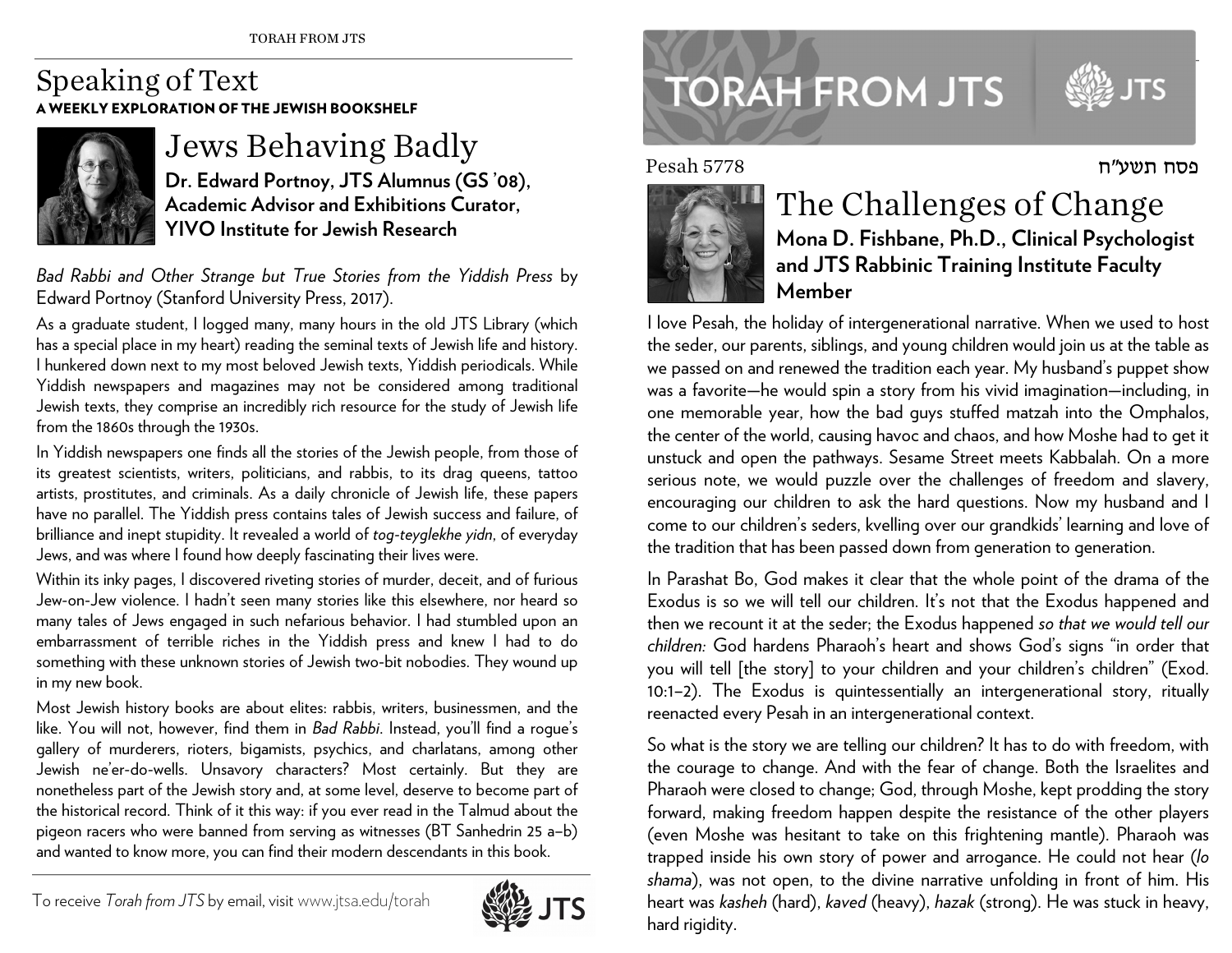# Speaking of Text

**A WEEKLY EXPLORATION OF THE JEWISH BOOKSHELF**

## Jews Behaving Badly

**Dr. Edward Portnoy, JTS Alumnus (GS '08), Academic Advisor and Exhibitions Curator, YIVO Institute for Jewish Research**

*Bad Rabbi and Other Strange but True Stories from the Yiddish Press* by Edward Portnoy (Stanford University Press, 2017).

As a graduate student, I logged many, many hours in the old JTS Library (which has a special place in my heart) reading the seminal texts of Jewish life and history. I hunkered down next to my most beloved Jewish texts, Yiddish periodicals. While Yiddish newspapers and magazines may not be considered among traditional Jewish texts, they comprise an incredibly rich resource for the study of Jewish life from the 1860s through the 1930s.

In Yiddish newspapers one finds all the stories of the Jewish people, from those of its greatest scientists, writers, politicians, and rabbis, to its drag queens, tattoo artists, prostitutes, and criminals. As a daily chronicle of Jewish life, these papers have no parallel. The Yiddish press contains tales of Jewish success and failure, of brilliance and inept stupidity. It revealed a world of *tog-teyglekhe yidn*, of everyday Jews, and was where I found how deeply fascinating their lives were.

Within its inky pages, I discovered riveting stories of murder, deceit, and of furious Jew-on-Jew violence. I hadn't seen many stories like this elsewhere, nor heard so many tales of Jews engaged in such nefarious behavior. I had stumbled upon an embarrassment of terrible riches in the Yiddish press and knew I had to do something with these unknown stories of Jewish two-bit nobodies. They wound up in my new book.

Most Jewish history books are about elites: rabbis, writers, businessmen, and the like. You will not, however, find them in *Bad Rabbi*. Instead, you'll find a rogue's gallery of murderers, rioters, bigamists, psychics, and charlatans, among other Jewish ne'er-do-wells. Unsavory characters? Most certainly. But they are nonetheless part of the Jewish story and, at some level, deserve to become part of the historical record. Think of it this way: if you ever read in the Talmud about the pigeon racers who were banned from serving as witnesses (BT Sanhedrin 25 a–b) and wanted to know more, you can find their modern descendants in this book.

To receive *Torah from JTS* by email, visit www.jtsa.edu/torah

# TORAH FROM JTS

Pesah 5778 — פסח תשע"ח

## The Challenges of Change

**Mona D. Fishbane, Ph.D., Clinical Psychologist and JTS Rabbinic Training Institute Faculty Member**

I love Pesah, the holiday of intergenerational narrative. When we used to host the seder, our parents, siblings, and young children would join us at the table as we passed on and renewed the tradition each year. My husband's puppet show was a favorite—he would spin a story from his vivid imagination—including, in one memorable year, how the bad guys stuffed matzah into the Omphalos, the center of the world, causing havoc and chaos, and how Moshe had to get it unstuck and open the pathways. Sesame Street meets Kabbalah. On a more serious note, we would puzzle over the challenges of freedom and slavery, encouraging our children to ask the hard questions. Now my husband and I come to our children's seders, kvelling over our grandkids' learning and love of the tradition that has been passed down from generation to generation.

In Parashat Bo, God makes it clear that the whole point of the drama of the Exodus is so we will tell our children. It's not that the Exodus happened and then we recount it at the seder; the Exodus happened *so that we would tell our children:* God hardens Pharaoh's heart and shows God's signs "in order that you will tell [the story] to your children and your children's children" (Exod. 10:1–2). The Exodus is quintessentially an intergenerational story, ritually reenacted every Pesah in an intergenerational context.

So what is the story we are telling our children? It has to do with freedom, with the courage to change. And with the fear of change. Both the Israelites and Pharaoh were closed to change; God, through Moshe, kept prodding the story forward, making freedom happen despite the resistance of the other players (even Moshe was hesitant to take on this frightening mantle). Pharaoh was trapped inside his own story of power and arrogance. He could not hear (*lo shama*), was not open, to the divine narrative unfolding in front of him. His heart was *kasheh* (hard), *kaved* (heavy), *hazak* (strong). He was stuck in heavy, hard rigidity.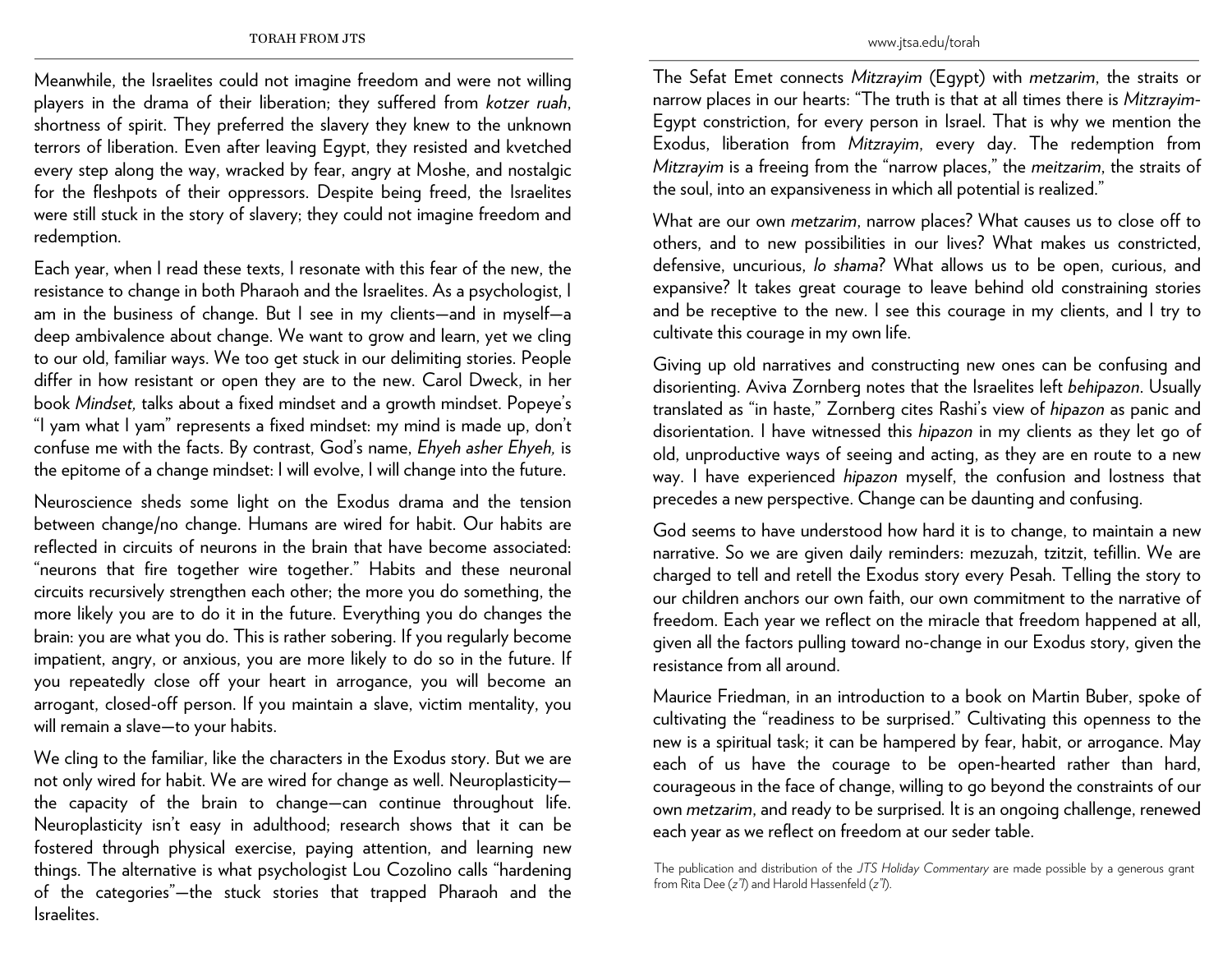Meanwhile, the Israelites could not imagine freedom and were not willing players in the drama of their liberation; they suffered from *kotzer ruah*, shortness of spirit. They preferred the slavery they knew to the unknown terrors of liberation. Even after leaving Egypt, they resisted and kvetched every step along the way, wracked by fear, angry at Moshe, and nostalgic for the fleshpots of their oppressors. Despite being freed, the Israelites were still stuck in the story of slavery; they could not imagine freedom and redemption.

Each year, when I read these texts, I resonate with this fear of the new, the resistance to change in both Pharaoh and the Israelites. As a psychologist, I am in the business of change. But I see in my clients—and in myself—a deep ambivalence about change. We want to grow and learn, yet we cling to our old, familiar ways. We too get stuck in our delimiting stories. People differ in how resistant or open they are to the new. Carol Dweck, in her book *Mindset,* talks about a fixed mindset and a growth mindset. Popeye's "I yam what I yam" represents a fixed mindset: my mind is made up, don't confuse me with the facts. By contrast, God's name, *Ehyeh asher Ehyeh,* is the epitome of a change mindset: I will evolve, I will change into the future.

Neuroscience sheds some light on the Exodus drama and the tension between change/no change. Humans are wired for habit. Our habits are reflected in circuits of neurons in the brain that have become associated: "neurons that fire together wire together." Habits and these neuronal circuits recursively strengthen each other; the more you do something, the more likely you are to do it in the future. Everything you do changes the brain: you are what you do. This is rather sobering. If you regularly become impatient, angry, or anxious, you are more likely to do so in the future. If you repeatedly close off your heart in arrogance, you will become an arrogant, closed-off person. If you maintain a slave, victim mentality, you will remain a slave—to your habits.

We cling to the familiar, like the characters in the Exodus story. But we are not only wired for habit. We are wired for change as well. Neuroplasticity—the capacity of the brain to change—can continue throughout life. Neuroplasticity isn't easy in adulthood; research shows that it can be fostered through physical exercise, paying attention, and learning new things. The alternative is what psychologist Lou Cozolino calls "hardening of the categories"—the stuck stories that trapped Pharaoh and the Israelites.

The Sefat Emet connects *Mitzrayim* (Egypt) with *metzarim*, the straits or narrow places in our hearts: "The truth is that at all times there is *Mitzrayim*-Egypt constriction, for every person in Israel. That is why we mention the Exodus, liberation from *Mitzrayim*, every day. The redemption from *Mitzrayim* is a freeing from the "narrow places," the *meitzarim*, the straits of the soul, into an expansiveness in which all potential is realized."

What are our own *metzarim*, narrow places? What causes us to close off to others, and to new possibilities in our lives? What makes us constricted, defensive, uncurious, *lo shama*? What allows us to be open, curious, and expansive? It takes great courage to leave behind old constraining stories and be receptive to the new. I see this courage in my clients, and I try to cultivate this courage in my own life.

Giving up old narratives and constructing new ones can be confusing and disorienting. Aviva Zornberg notes that the Israelites left *behipazon*. Usually translated as "in haste," Zornberg cites Rashi's view of *hipazon* as panic and disorientation. I have witnessed this *hipazon* in my clients as they let go of old, unproductive ways of seeing and acting, as they are en route to a new way. I have experienced *hipazon* myself, the confusion and lostness that precedes a new perspective. Change can be daunting and confusing.

God seems to have understood how hard it is to change, to maintain a new narrative. So we are given daily reminders: mezuzah, tzitzit, tefillin. We are charged to tell and retell the Exodus story every Pesah. Telling the story to our children anchors our own faith, our own commitment to the narrative of freedom. Each year we reflect on the miracle that freedom happened at all, given all the factors pulling toward no-change in our Exodus story, given the resistance from all around.

Maurice Friedman, in an introduction to a book on Martin Buber, spoke of cultivating the "readiness to be surprised." Cultivating this openness to the new is a spiritual task; it can be hampered by fear, habit, or arrogance. May each of us have the courage to be open-hearted rather than hard, courageous in the face of change, willing to go beyond the constraints of our own *metzarim*, and ready to be surprised. It is an ongoing challenge, renewed each year as we reflect on freedom at our seder table.

The publication and distribution of the *JTS Holiday Commentary* are made possible by a generous grant from Rita Dee (*z"l*) and Harold Hassenfeld (*z"l*).